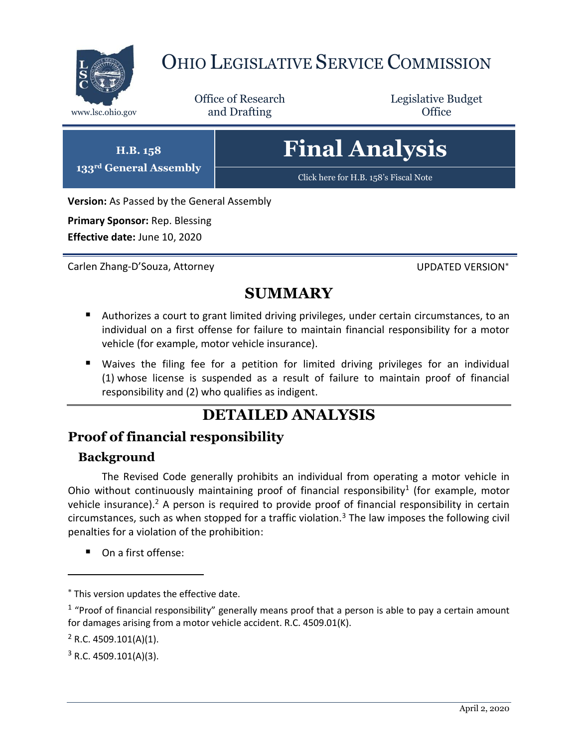# OHIO LEGISLATIVE SERVICE COMMISSION

www.lsc.ohio.gov

Office of Research and Drafting

Legislative Budget Office

**H.B. 158**
**133rd General Assembly**

# Final Analysis

Click here for H.B. 158's Fiscal Note

**Version:** As Passed by the General Assembly

**Primary Sponsor:** Rep. Blessing

**Effective date:** June 10, 2020

Carlen Zhang-D'Souza, Attorney

UPDATED VERSION*

## SUMMARY

- Authorizes a court to grant limited driving privileges, under certain circumstances, to an individual on a first offense for failure to maintain financial responsibility for a motor vehicle (for example, motor vehicle insurance).
- Waives the filing fee for a petition for limited driving privileges for an individual (1) whose license is suspended as a result of failure to maintain proof of financial responsibility and (2) who qualifies as indigent.

## DETAILED ANALYSIS

## Proof of financial responsibility

### Background

The Revised Code generally prohibits an individual from operating a motor vehicle in Ohio without continuously maintaining proof of financial responsibility[1] (for example, motor vehicle insurance).[2] A person is required to provide proof of financial responsibility in certain circumstances, such as when stopped for a traffic violation.[3] The law imposes the following civil penalties for a violation of the prohibition:

- On a first offense:

---

* This version updates the effective date.

[1] "Proof of financial responsibility" generally means proof that a person is able to pay a certain amount for damages arising from a motor vehicle accident. R.C. 4509.01(K).

[2] R.C. 4509.101(A)(1).

[3] R.C. 4509.101(A)(3).

April 2, 2020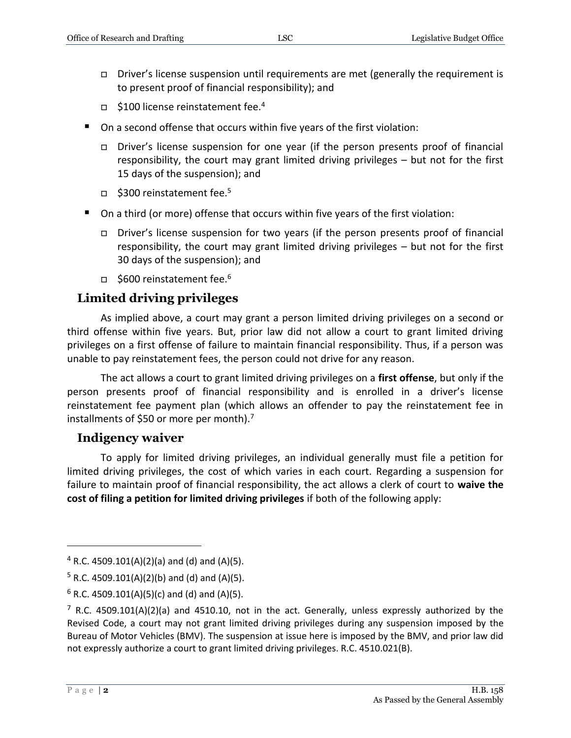- Driver's license suspension until requirements are met (generally the requirement is to present proof of financial responsibility); and
- $100 license reinstatement fee.[4]

- On a second offense that occurs within five years of the first violation:
  - Driver's license suspension for one year (if the person presents proof of financial responsibility, the court may grant limited driving privileges – but not for the first 15 days of the suspension); and
  - $300 reinstatement fee.[5]
- On a third (or more) offense that occurs within five years of the first violation:
  - Driver's license suspension for two years (if the person presents proof of financial responsibility, the court may grant limited driving privileges – but not for the first 30 days of the suspension); and
  - $600 reinstatement fee.[6]

## Limited driving privileges

As implied above, a court may grant a person limited driving privileges on a second or third offense within five years. But, prior law did not allow a court to grant limited driving privileges on a first offense of failure to maintain financial responsibility. Thus, if a person was unable to pay reinstatement fees, the person could not drive for any reason.

The act allows a court to grant limited driving privileges on a **first offense**, but only if the person presents proof of financial responsibility and is enrolled in a driver's license reinstatement fee payment plan (which allows an offender to pay the reinstatement fee in installments of $50 or more per month).[7]

## Indigency waiver

To apply for limited driving privileges, an individual generally must file a petition for limited driving privileges, the cost of which varies in each court. Regarding a suspension for failure to maintain proof of financial responsibility, the act allows a clerk of court to **waive the cost of filing a petition for limited driving privileges** if both of the following apply:

---

[4] R.C. 4509.101(A)(2)(a) and (d) and (A)(5).

[5] R.C. 4509.101(A)(2)(b) and (d) and (A)(5).

[6] R.C. 4509.101(A)(5)(c) and (d) and (A)(5).

[7] R.C. 4509.101(A)(2)(a) and 4510.10, not in the act. Generally, unless expressly authorized by the Revised Code, a court may not grant limited driving privileges during any suspension imposed by the Bureau of Motor Vehicles (BMV). The suspension at issue here is imposed by the BMV, and prior law did not expressly authorize a court to grant limited driving privileges. R.C. 4510.021(B).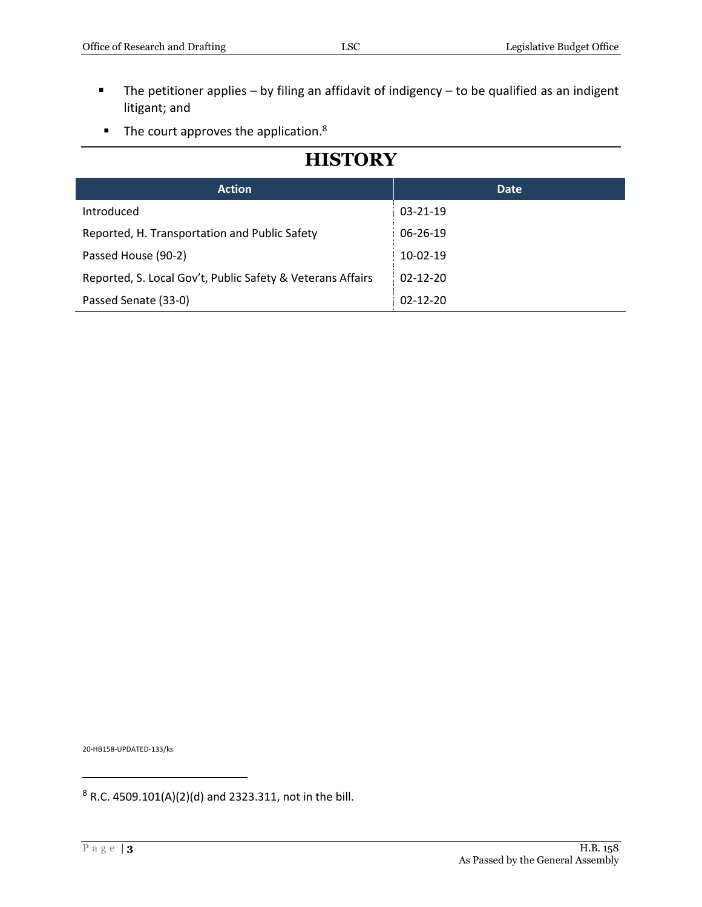- The petitioner applies – by filing an affidavit of indigency – to be qualified as an indigent litigant; and
- The court approves the application.[8]

# HISTORY

| Action | Date |
|---|---|
| Introduced | 03-21-19 |
| Reported, H. Transportation and Public Safety | 06-26-19 |
| Passed House (90-2) | 10-02-19 |
| Reported, S. Local Gov't, Public Safety & Veterans Affairs | 02-12-20 |
| Passed Senate (33-0) | 02-12-20 |

20-HB158-UPDATED-133/ks

[8] R.C. 4509.101(A)(2)(d) and 2323.311, not in the bill.